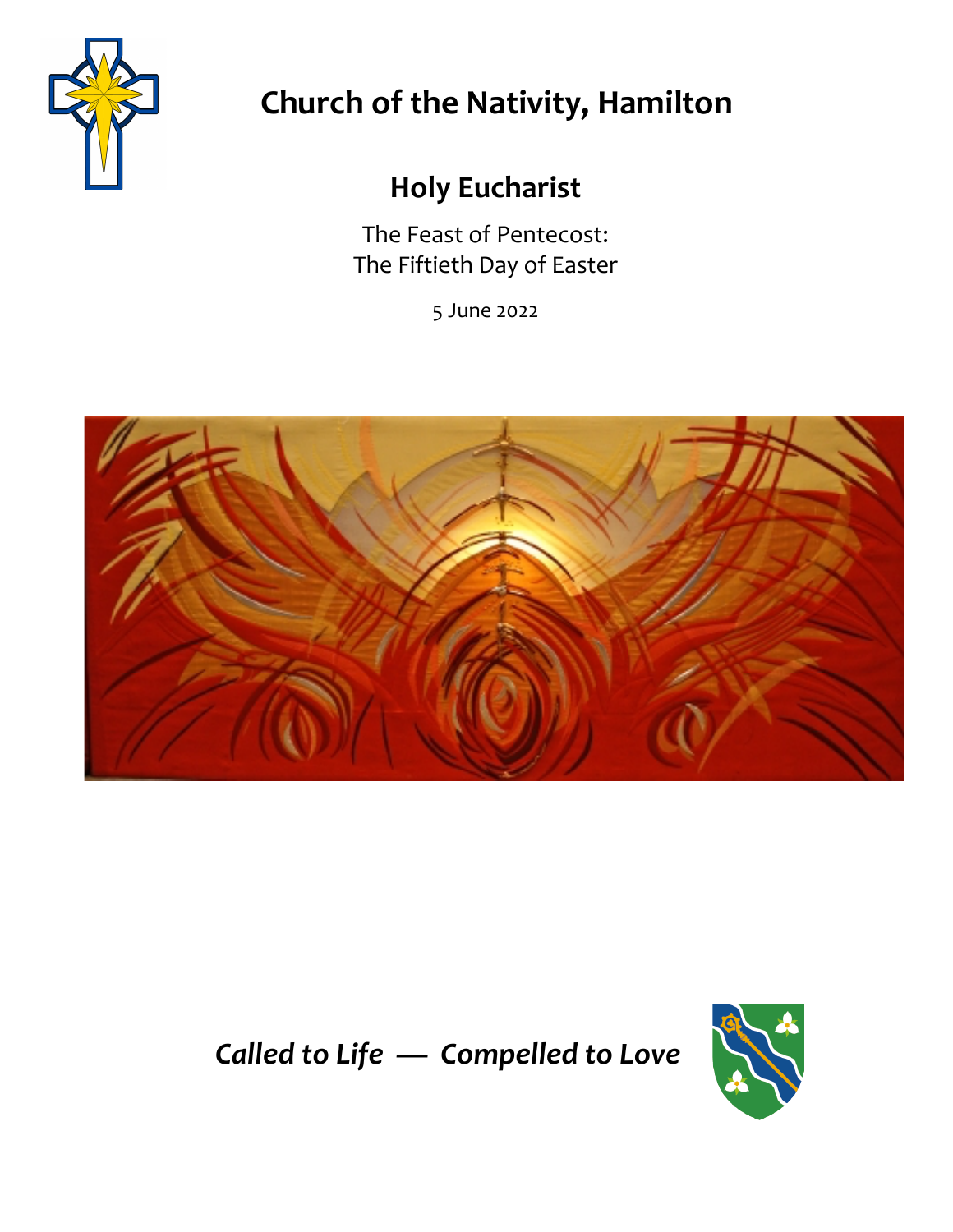# Church of the Nativity, Hamilton

## Holy Eucharist

The Feast of Pentecost:
The Fiftieth Day of Easter

5 June 2022

***Called to Life — Compelled to Love***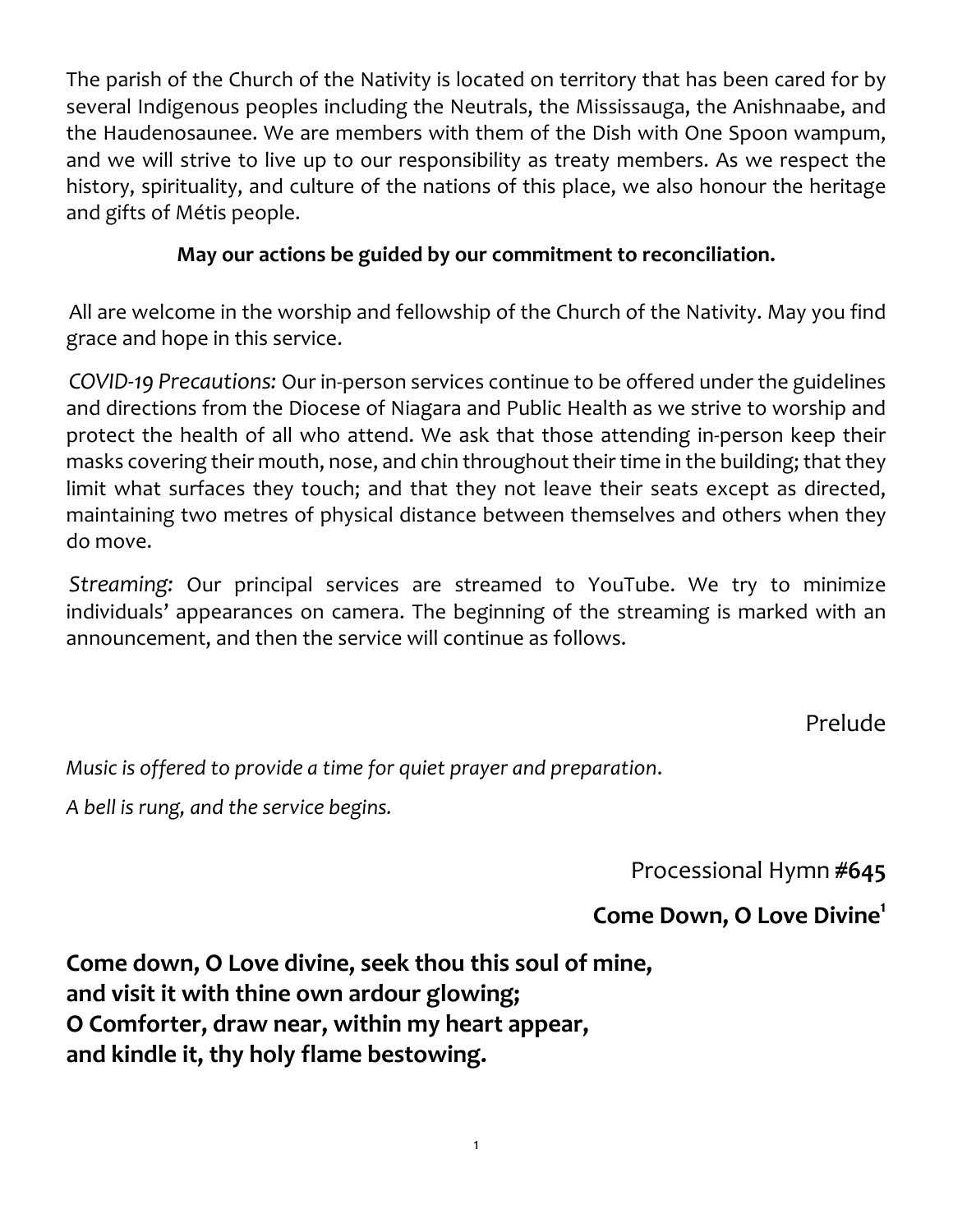The parish of the Church of the Nativity is located on territory that has been cared for by several Indigenous peoples including the Neutrals, the Mississauga, the Anishnaabe, and the Haudenosaunee. We are members with them of the Dish with One Spoon wampum, and we will strive to live up to our responsibility as treaty members. As we respect the history, spirituality, and culture of the nations of this place, we also honour the heritage and gifts of Métis people.

**May our actions be guided by our commitment to reconciliation.**

All are welcome in the worship and fellowship of the Church of the Nativity. May you find grace and hope in this service.

*COVID-19 Precautions:* Our in-person services continue to be offered under the guidelines and directions from the Diocese of Niagara and Public Health as we strive to worship and protect the health of all who attend. We ask that those attending in-person keep their masks covering their mouth, nose, and chin throughout their time in the building; that they limit what surfaces they touch; and that they not leave their seats except as directed, maintaining two metres of physical distance between themselves and others when they do move.

*Streaming:* Our principal services are streamed to YouTube. We try to minimize individuals' appearances on camera. The beginning of the streaming is marked with an announcement, and then the service will continue as follows.

## Prelude

*Music is offered to provide a time for quiet prayer and preparation.*

*A bell is rung, and the service begins.*

## Processional Hymn **#645**

### Come Down, O Love Divine[1]

**Come down, O Love divine, seek thou this soul of mine,**
**and visit it with thine own ardour glowing;**
**O Comforter, draw near, within my heart appear,**
**and kindle it, thy holy flame bestowing.**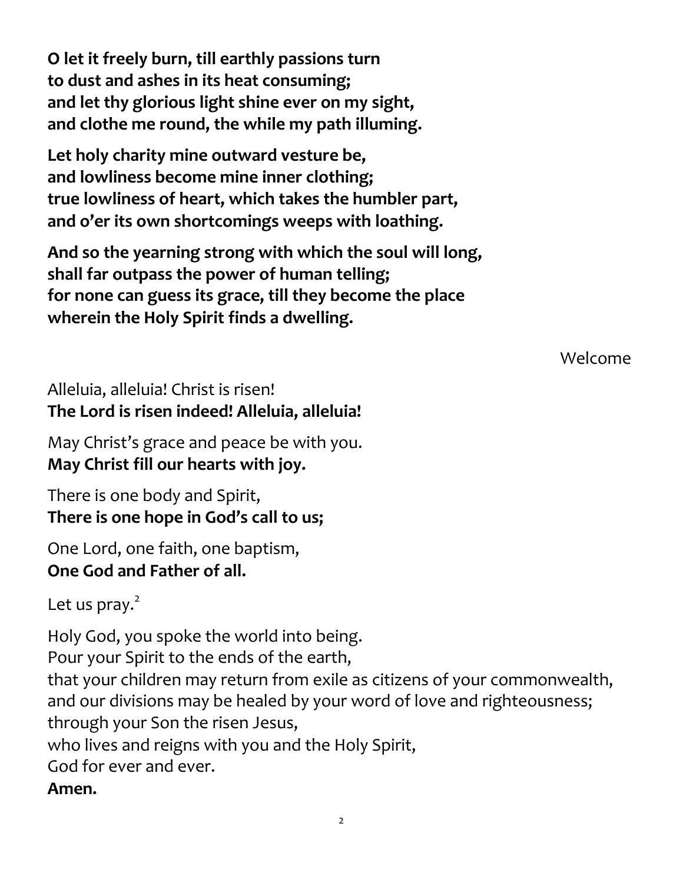**O let it freely burn, till earthly passions turn**
**to dust and ashes in its heat consuming;**
**and let thy glorious light shine ever on my sight,**
**and clothe me round, the while my path illuming.**

**Let holy charity mine outward vesture be,**
**and lowliness become mine inner clothing;**
**true lowliness of heart, which takes the humbler part,**
**and o'er its own shortcomings weeps with loathing.**

**And so the yearning strong with which the soul will long,**
**shall far outpass the power of human telling;**
**for none can guess its grace, till they become the place**
**wherein the Holy Spirit finds a dwelling.**

Welcome

Alleluia, alleluia! Christ is risen!
**The Lord is risen indeed! Alleluia, alleluia!**

May Christ's grace and peace be with you.
**May Christ fill our hearts with joy.**

There is one body and Spirit,
**There is one hope in God's call to us;**

One Lord, one faith, one baptism,
**One God and Father of all.**

Let us pray.[2]

Holy God, you spoke the world into being.
Pour your Spirit to the ends of the earth,
that your children may return from exile as citizens of your commonwealth,
and our divisions may be healed by your word of love and righteousness;
through your Son the risen Jesus,
who lives and reigns with you and the Holy Spirit,
God for ever and ever.
**Amen.**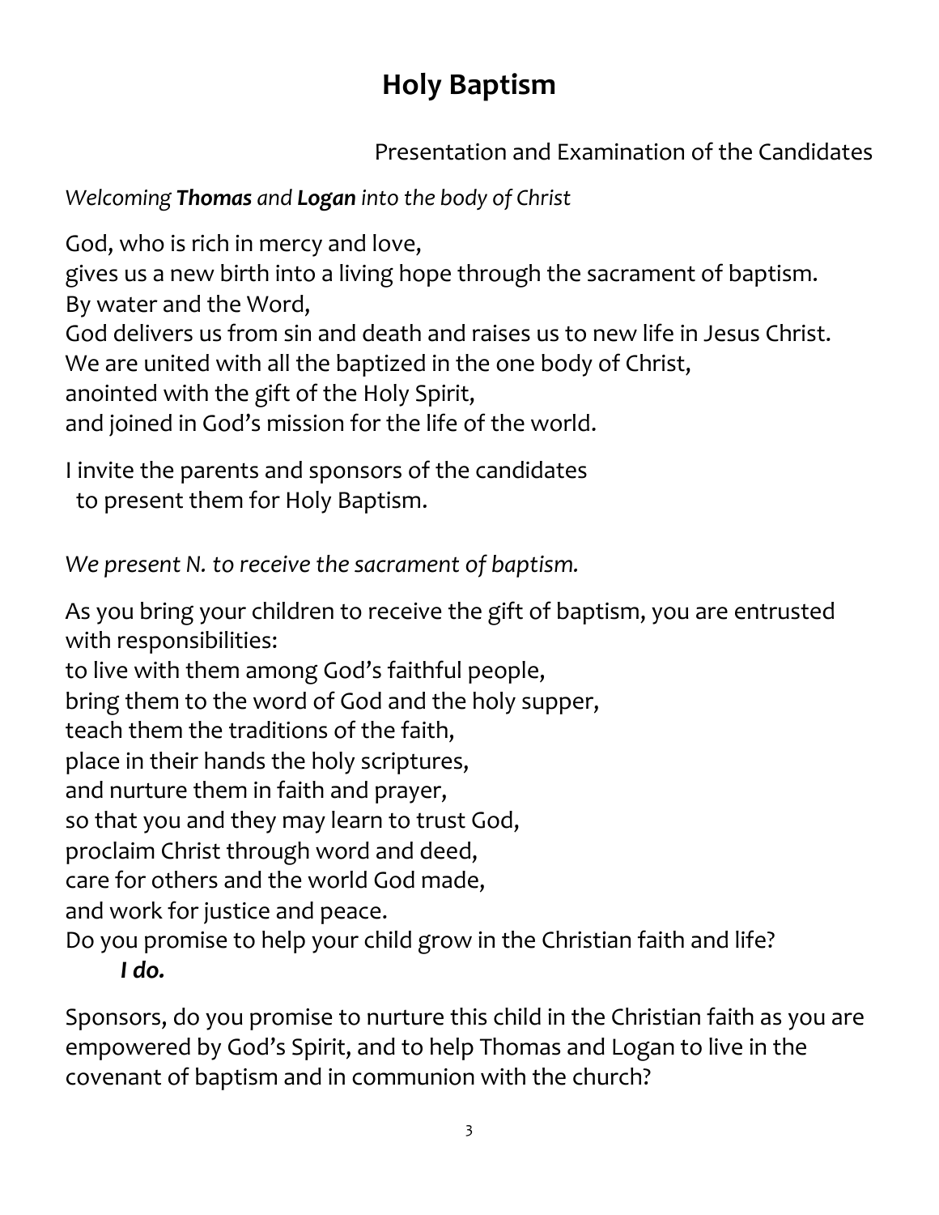# Holy Baptism

Presentation and Examination of the Candidates

*Welcoming* ***Thomas*** *and* ***Logan*** *into the body of Christ*

God, who is rich in mercy and love,
gives us a new birth into a living hope through the sacrament of baptism.
By water and the Word,
God delivers us from sin and death and raises us to new life in Jesus Christ.
We are united with all the baptized in the one body of Christ,
anointed with the gift of the Holy Spirit,
and joined in God's mission for the life of the world.

I invite the parents and sponsors of the candidates
to present them for Holy Baptism.

*We present N. to receive the sacrament of baptism.*

As you bring your children to receive the gift of baptism, you are entrusted with responsibilities:
to live with them among God's faithful people,
bring them to the word of God and the holy supper,
teach them the traditions of the faith,
place in their hands the holy scriptures,
and nurture them in faith and prayer,
so that you and they may learn to trust God,
proclaim Christ through word and deed,
care for others and the world God made,
and work for justice and peace.
Do you promise to help your child grow in the Christian faith and life?
***I do.***

Sponsors, do you promise to nurture this child in the Christian faith as you are empowered by God's Spirit, and to help Thomas and Logan to live in the covenant of baptism and in communion with the church?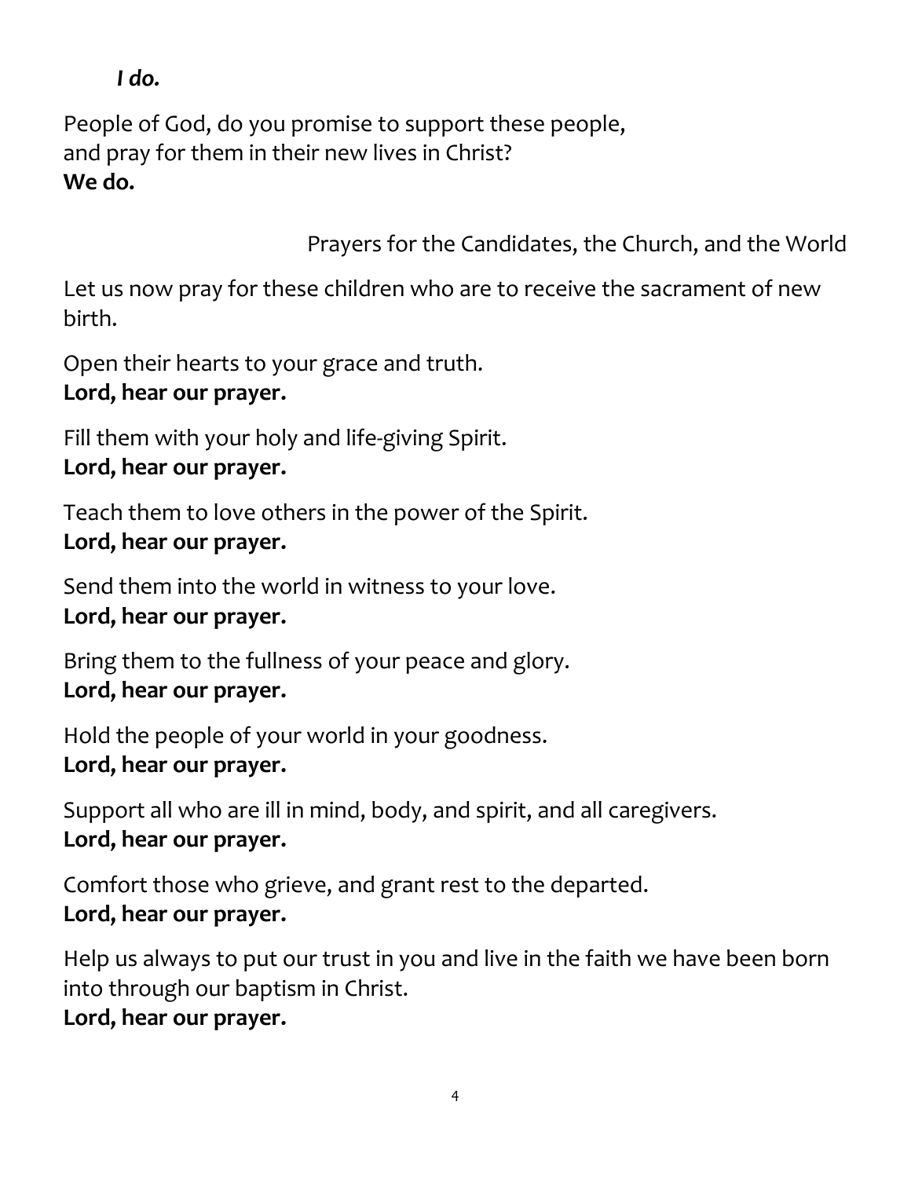***I do.***

People of God, do you promise to support these people,
and pray for them in their new lives in Christ?
**We do.**

Prayers for the Candidates, the Church, and the World

Let us now pray for these children who are to receive the sacrament of new birth.

Open their hearts to your grace and truth.
**Lord, hear our prayer.**

Fill them with your holy and life-giving Spirit.
**Lord, hear our prayer.**

Teach them to love others in the power of the Spirit.
**Lord, hear our prayer.**

Send them into the world in witness to your love.
**Lord, hear our prayer.**

Bring them to the fullness of your peace and glory.
**Lord, hear our prayer.**

Hold the people of your world in your goodness.
**Lord, hear our prayer.**

Support all who are ill in mind, body, and spirit, and all caregivers.
**Lord, hear our prayer.**

Comfort those who grieve, and grant rest to the departed.
**Lord, hear our prayer.**

Help us always to put our trust in you and live in the faith we have been born into through our baptism in Christ.
**Lord, hear our prayer.**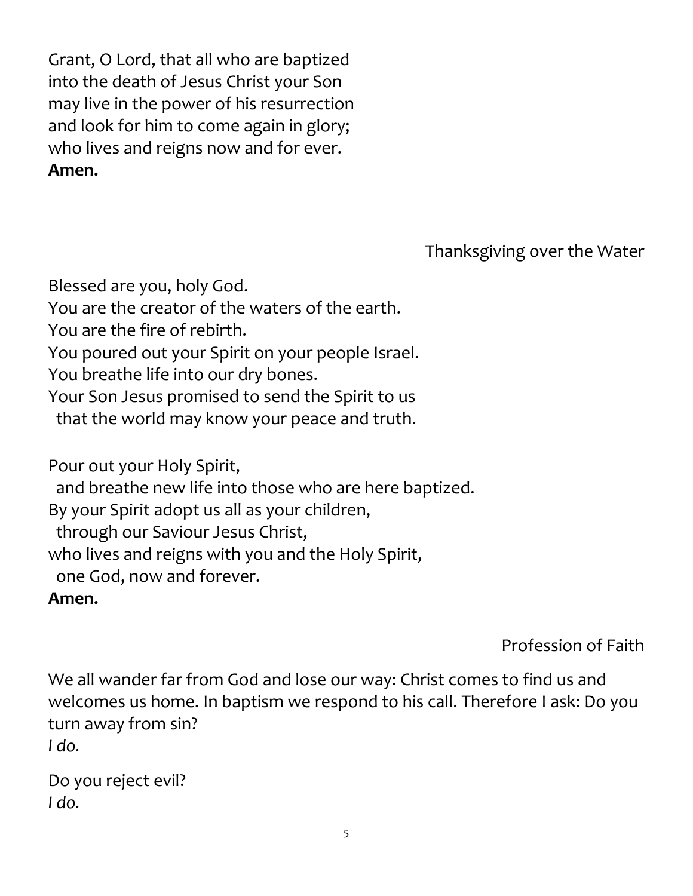Grant, O Lord, that all who are baptized
into the death of Jesus Christ your Son
may live in the power of his resurrection
and look for him to come again in glory;
who lives and reigns now and for ever.
**Amen.**

## Thanksgiving over the Water

Blessed are you, holy God.
You are the creator of the waters of the earth.
You are the fire of rebirth.
You poured out your Spirit on your people Israel.
You breathe life into our dry bones.
Your Son Jesus promised to send the Spirit to us
  that the world may know your peace and truth.

Pour out your Holy Spirit,
  and breathe new life into those who are here baptized.
By your Spirit adopt us all as your children,
  through our Saviour Jesus Christ,
who lives and reigns with you and the Holy Spirit,
  one God, now and forever.
**Amen.**

## Profession of Faith

We all wander far from God and lose our way: Christ comes to find us and welcomes us home. In baptism we respond to his call. Therefore I ask: Do you turn away from sin?
*I do.*

Do you reject evil?
*I do.*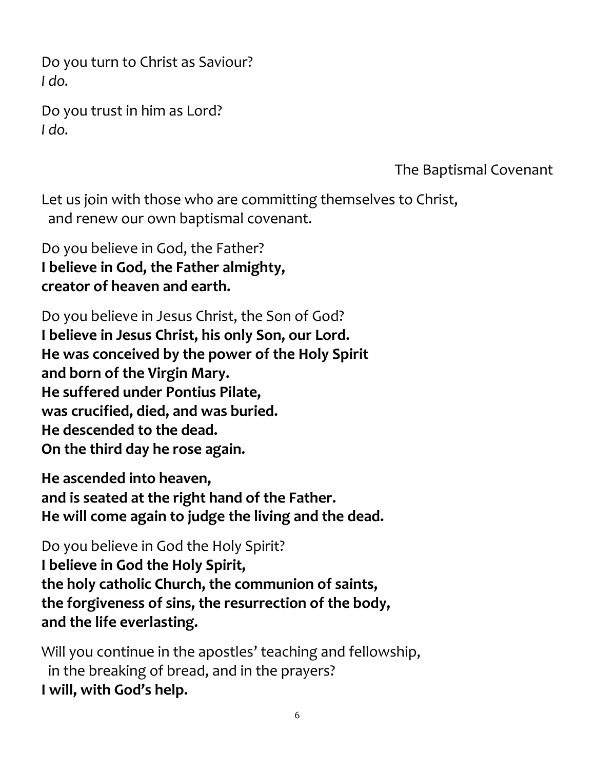Do you turn to Christ as Saviour?  
*I do.*

Do you trust in him as Lord?  
*I do.*

### The Baptismal Covenant

Let us join with those who are committing themselves to Christ,  
and renew our own baptismal covenant.

Do you believe in God, the Father?  
**I believe in God, the Father almighty,**  
**creator of heaven and earth.**

Do you believe in Jesus Christ, the Son of God?  
**I believe in Jesus Christ, his only Son, our Lord.**  
**He was conceived by the power of the Holy Spirit**  
**and born of the Virgin Mary.**  
**He suffered under Pontius Pilate,**  
**was crucified, died, and was buried.**  
**He descended to the dead.**  
**On the third day he rose again.**

**He ascended into heaven,**  
**and is seated at the right hand of the Father.**  
**He will come again to judge the living and the dead.**

Do you believe in God the Holy Spirit?  
**I believe in God the Holy Spirit,**  
**the holy catholic Church, the communion of saints,**  
**the forgiveness of sins, the resurrection of the body,**  
**and the life everlasting.**

Will you continue in the apostles' teaching and fellowship,  
in the breaking of bread, and in the prayers?  
**I will, with God's help.**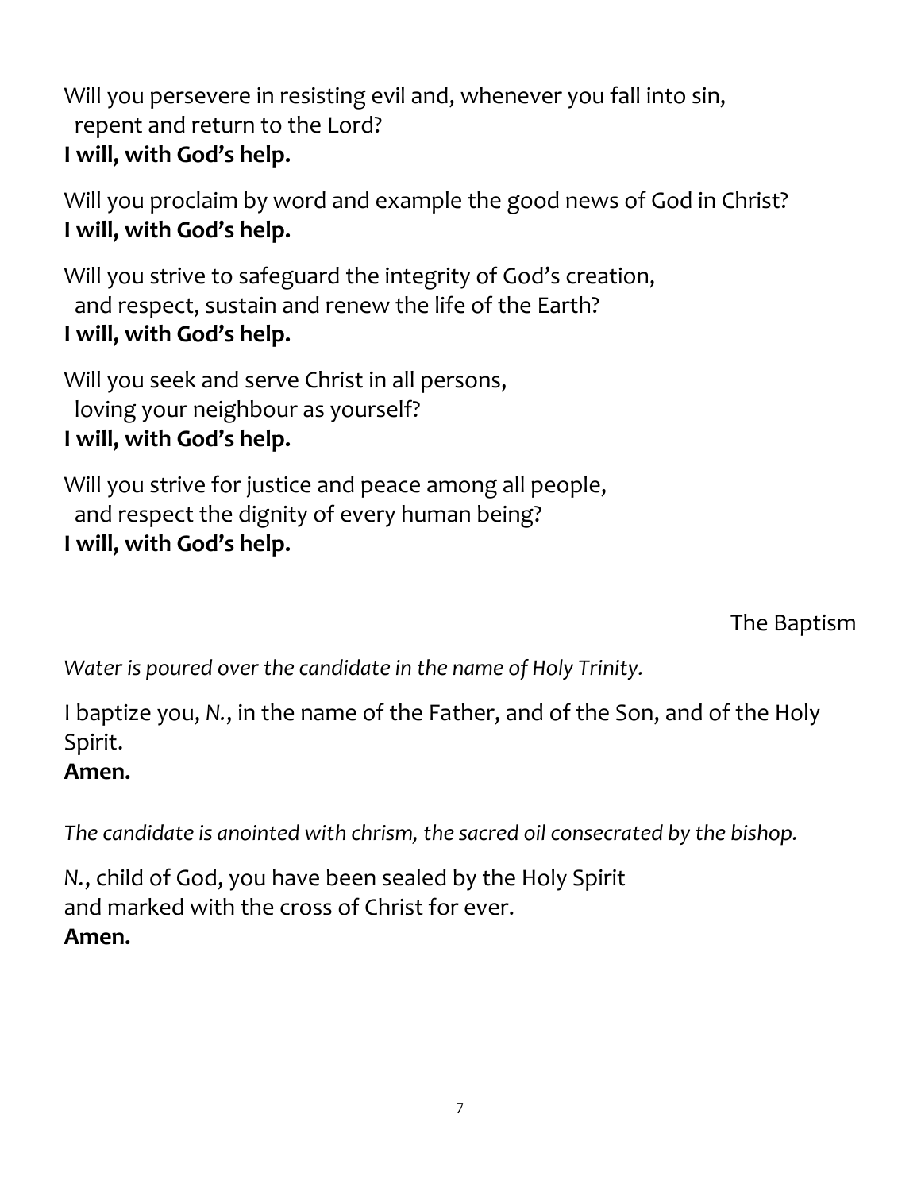Will you persevere in resisting evil and, whenever you fall into sin,
  repent and return to the Lord?
**I will, with God's help.**

Will you proclaim by word and example the good news of God in Christ?
**I will, with God's help.**

Will you strive to safeguard the integrity of God's creation,
  and respect, sustain and renew the life of the Earth?
**I will, with God's help.**

Will you seek and serve Christ in all persons,
  loving your neighbour as yourself?
**I will, with God's help.**

Will you strive for justice and peace among all people,
  and respect the dignity of every human being?
**I will, with God's help.**

## The Baptism

*Water is poured over the candidate in the name of Holy Trinity.*

I baptize you, *N.*, in the name of the Father, and of the Son, and of the Holy Spirit.
**Amen.**

*The candidate is anointed with chrism, the sacred oil consecrated by the bishop.*

*N.*, child of God, you have been sealed by the Holy Spirit
and marked with the cross of Christ for ever.
**Amen.**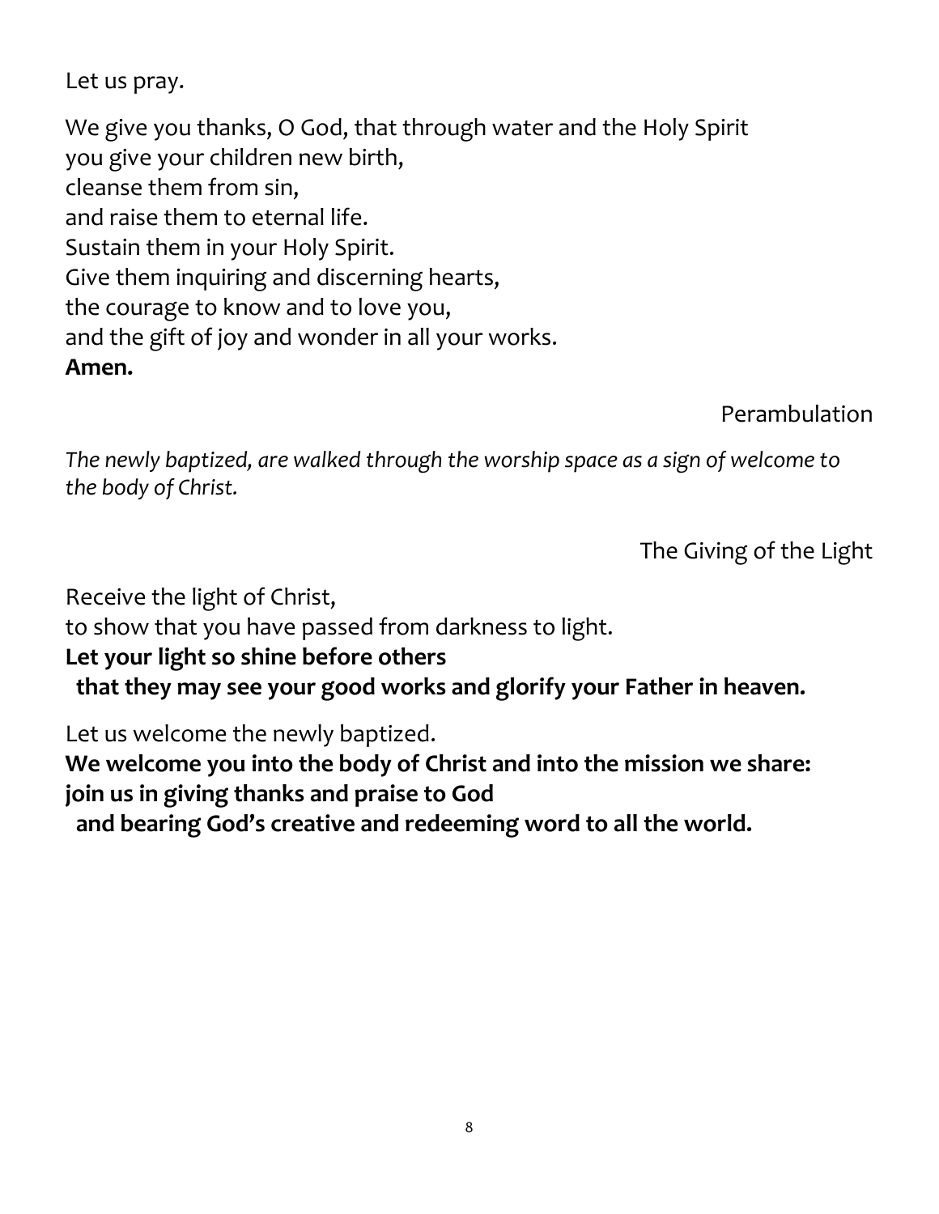Let us pray.

We give you thanks, O God, that through water and the Holy Spirit
you give your children new birth,
cleanse them from sin,
and raise them to eternal life.
Sustain them in your Holy Spirit.
Give them inquiring and discerning hearts,
the courage to know and to love you,
and the gift of joy and wonder in all your works.
**Amen.**

### Perambulation

*The newly baptized, are walked through the worship space as a sign of welcome to the body of Christ.*

### The Giving of the Light

Receive the light of Christ,
to show that you have passed from darkness to light.
**Let your light so shine before others**
**that they may see your good works and glorify your Father in heaven.**

Let us welcome the newly baptized.
**We welcome you into the body of Christ and into the mission we share:**
**join us in giving thanks and praise to God**
**and bearing God's creative and redeeming word to all the world.**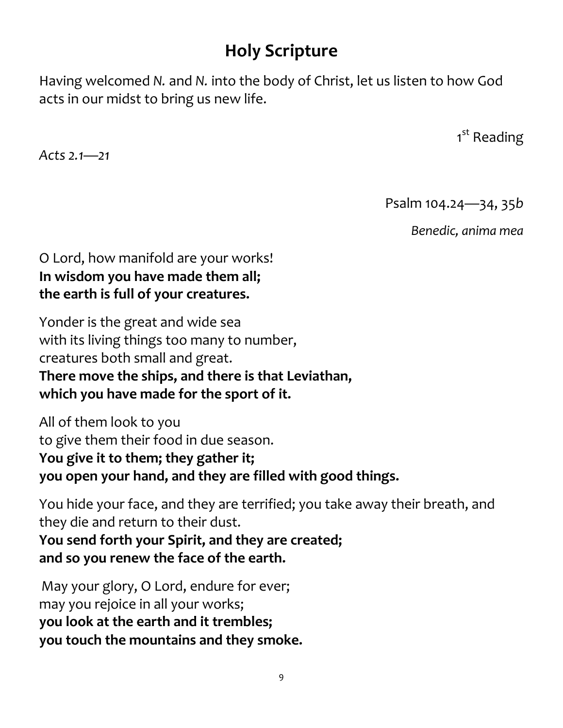# Holy Scripture

Having welcomed *N.* and *N.* into the body of Christ, let us listen to how God acts in our midst to bring us new life.

1st Reading

*Acts 2.1—21*

Psalm 104.24—34, 35*b*

*Benedic, anima mea*

O Lord, how manifold are your works!
**In wisdom you have made them all;**
**the earth is full of your creatures.**

Yonder is the great and wide sea
with its living things too many to number,
creatures both small and great.
**There move the ships, and there is that Leviathan,**
**which you have made for the sport of it.**

All of them look to you
to give them their food in due season.
**You give it to them; they gather it;**
**you open your hand, and they are filled with good things.**

You hide your face, and they are terrified; you take away their breath, and they die and return to their dust.
**You send forth your Spirit, and they are created;**
**and so you renew the face of the earth.**

May your glory, O Lord, endure for ever;
may you rejoice in all your works;
**you look at the earth and it trembles;**
**you touch the mountains and they smoke.**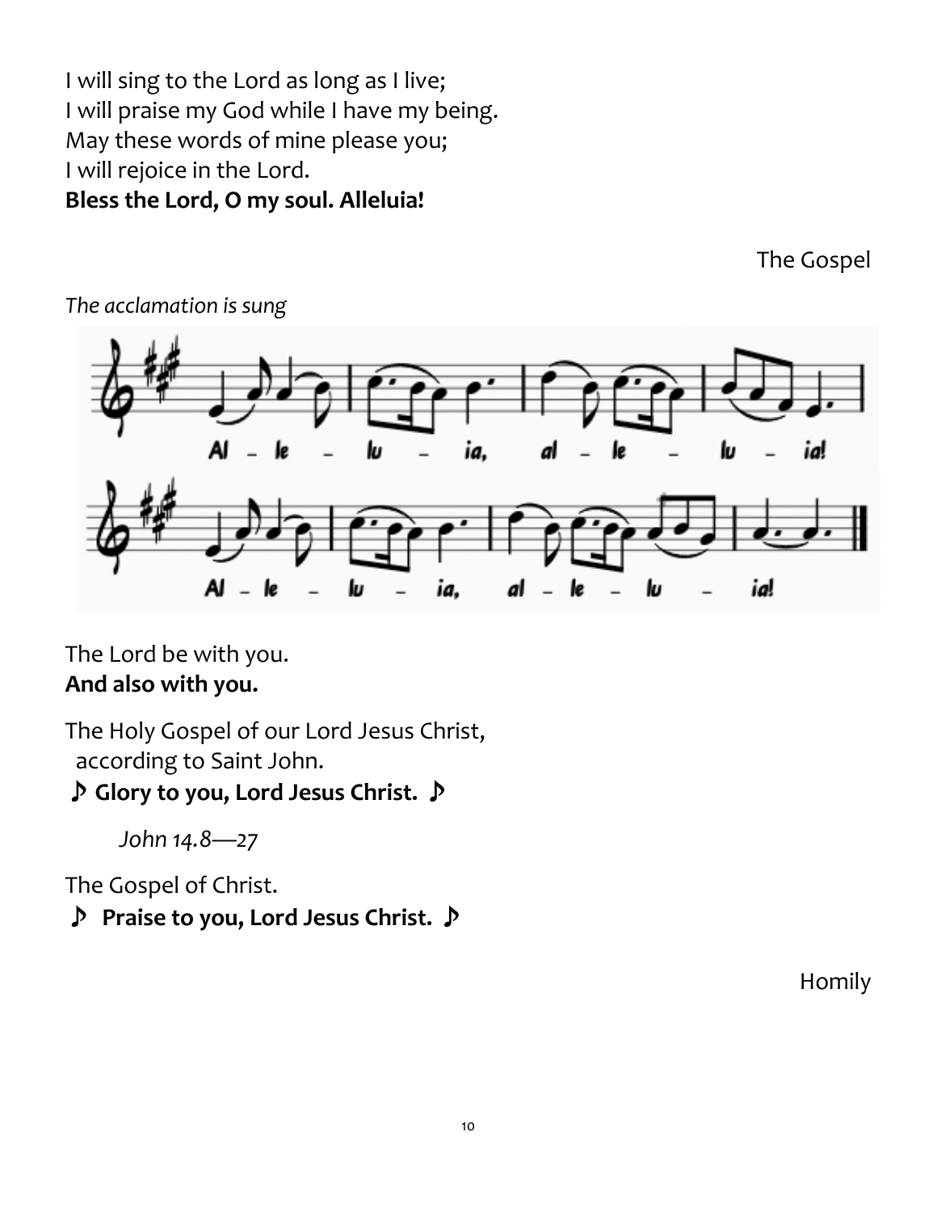I will sing to the Lord as long as I live;
I will praise my God while I have my being.
May these words of mine please you;
I will rejoice in the Lord.
**Bless the Lord, O my soul. Alleluia!**

## The Gospel

*The acclamation is sung*

Al – le – lu – ia, al – le – lu – ia!
Al – le – lu – ia, al – le – lu – ia!

The Lord be with you.
**And also with you.**

The Holy Gospel of our Lord Jesus Christ,
according to Saint John.
♪ **Glory to you, Lord Jesus Christ.** ♪

*John 14.8—27*

The Gospel of Christ.
♪ **Praise to you, Lord Jesus Christ.** ♪

## Homily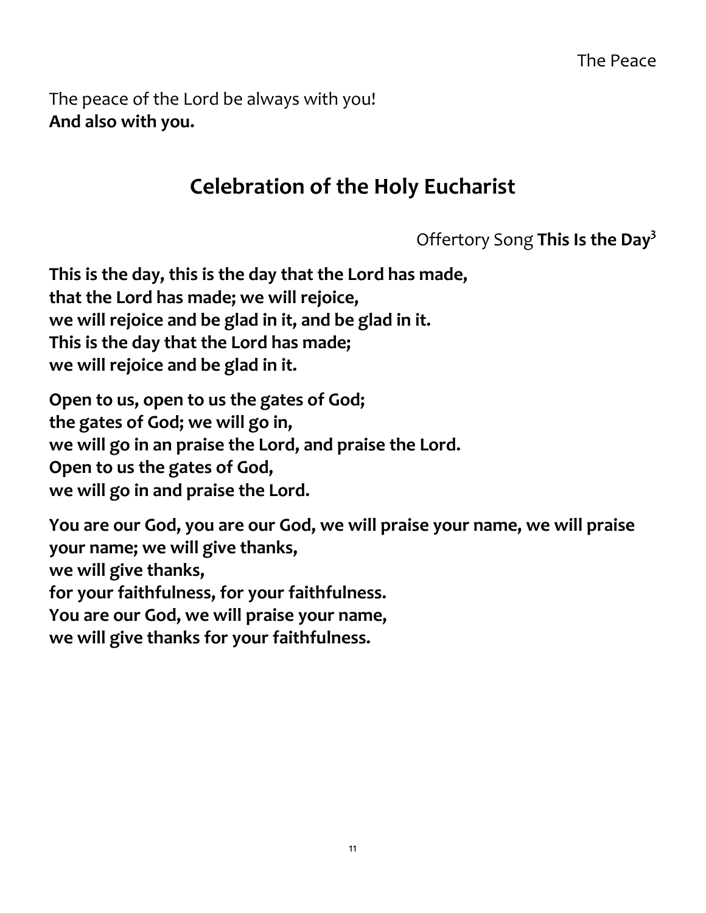The Peace

The peace of the Lord be always with you!
**And also with you.**

## Celebration of the Holy Eucharist

Offertory Song **This Is the Day**[3]

**This is the day, this is the day that the Lord has made,
that the Lord has made; we will rejoice,
we will rejoice and be glad in it, and be glad in it.
This is the day that the Lord has made;
we will rejoice and be glad in it.**

**Open to us, open to us the gates of God;
the gates of God; we will go in,
we will go in an praise the Lord, and praise the Lord.
Open to us the gates of God,
we will go in and praise the Lord.**

**You are our God, you are our God, we will praise your name, we will praise your name; we will give thanks,
we will give thanks,
for your faithfulness, for your faithfulness.
You are our God, we will praise your name,
we will give thanks for your faithfulness.**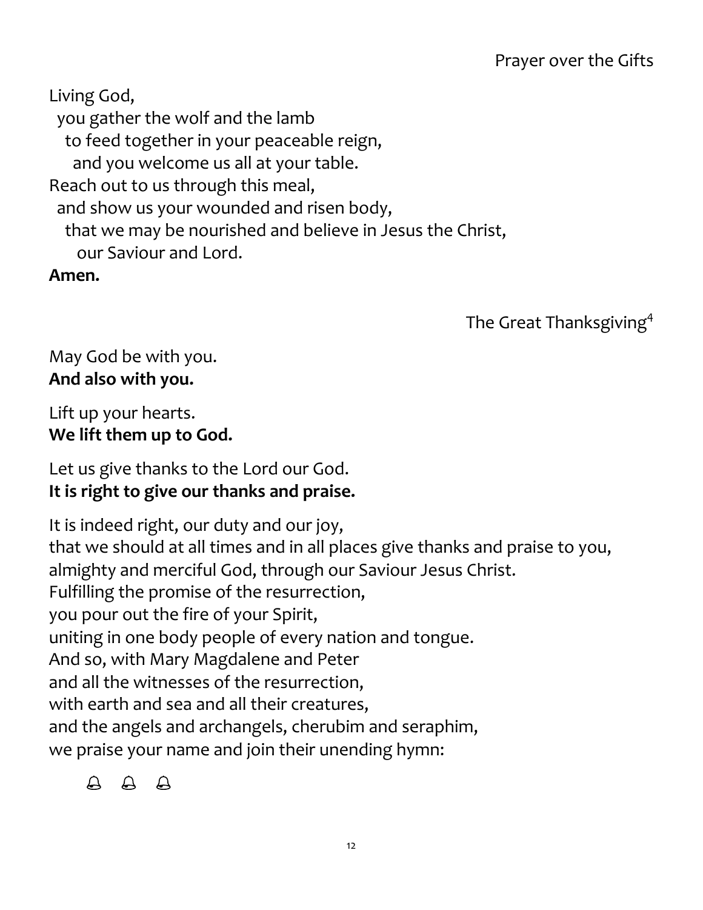### Prayer over the Gifts

Living God,
you gather the wolf and the lamb
to feed together in your peaceable reign,
and you welcome us all at your table.
Reach out to us through this meal,
and show us your wounded and risen body,
that we may be nourished and believe in Jesus the Christ,
our Saviour and Lord.
**Amen.**

### The Great Thanksgiving[4]

May God be with you.
**And also with you.**

Lift up your hearts.
**We lift them up to God.**

Let us give thanks to the Lord our God.
**It is right to give our thanks and praise.**

It is indeed right, our duty and our joy,
that we should at all times and in all places give thanks and praise to you,
almighty and merciful God, through our Saviour Jesus Christ.
Fulfilling the promise of the resurrection,
you pour out the fire of your Spirit,
uniting in one body people of every nation and tongue.
And so, with Mary Magdalene and Peter
and all the witnesses of the resurrection,
with earth and sea and all their creatures,
and the angels and archangels, cherubim and seraphim,
we praise your name and join their unending hymn:

🔔 🔔 🔔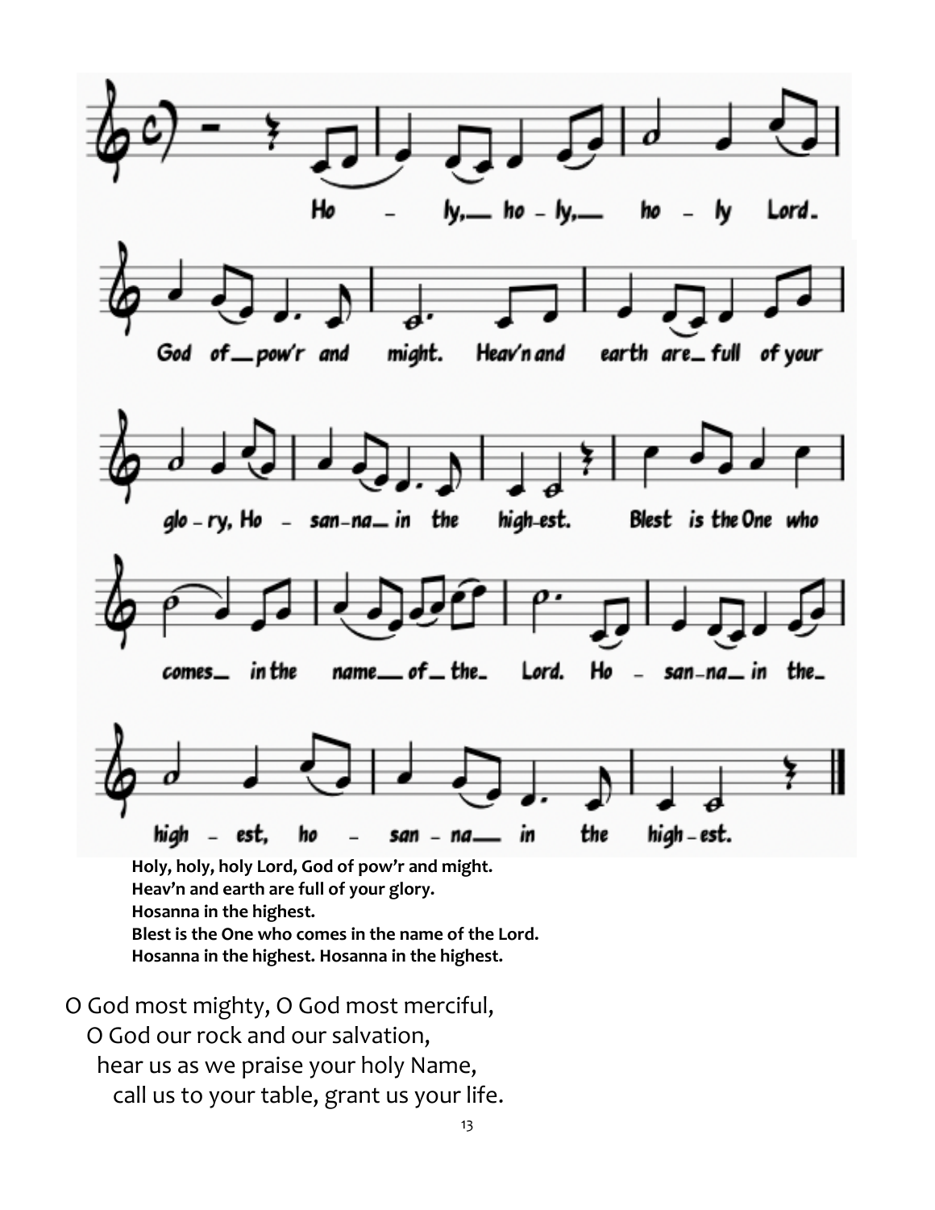**Holy, holy, holy Lord, God of pow'r and might.**
**Heav'n and earth are full of your glory.**
**Hosanna in the highest.**
**Blest is the One who comes in the name of the Lord.**
**Hosanna in the highest. Hosanna in the highest.**

O God most mighty, O God most merciful,
O God our rock and our salvation,
hear us as we praise your holy Name,
call us to your table, grant us your life.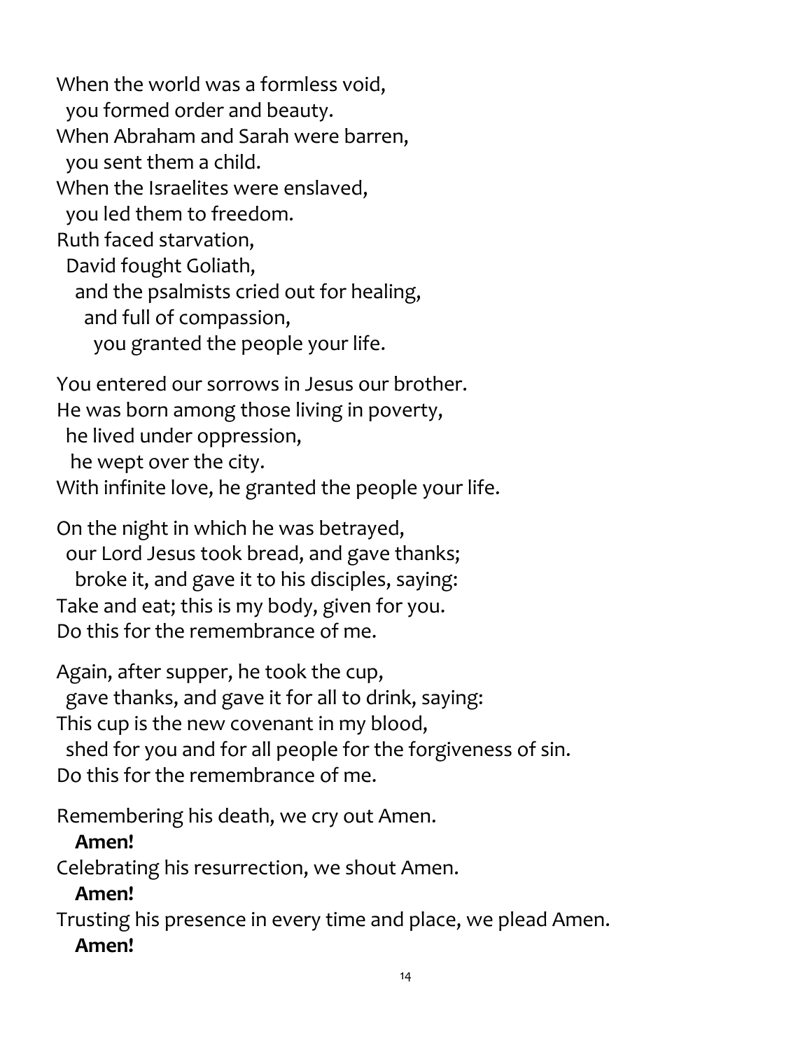When the world was a formless void,
  you formed order and beauty.
When Abraham and Sarah were barren,
  you sent them a child.
When the Israelites were enslaved,
  you led them to freedom.
Ruth faced starvation,
  David fought Goliath,
    and the psalmists cried out for healing,
      and full of compassion,
        you granted the people your life.

You entered our sorrows in Jesus our brother.
He was born among those living in poverty,
  he lived under oppression,
  he wept over the city.
With infinite love, he granted the people your life.

On the night in which he was betrayed,
  our Lord Jesus took bread, and gave thanks;
    broke it, and gave it to his disciples, saying:
Take and eat; this is my body, given for you.
Do this for the remembrance of me.

Again, after supper, he took the cup,
  gave thanks, and gave it for all to drink, saying:
This cup is the new covenant in my blood,
  shed for you and for all people for the forgiveness of sin.
Do this for the remembrance of me.

Remembering his death, we cry out Amen.
  **Amen!**
Celebrating his resurrection, we shout Amen.
  **Amen!**
Trusting his presence in every time and place, we plead Amen.
  **Amen!**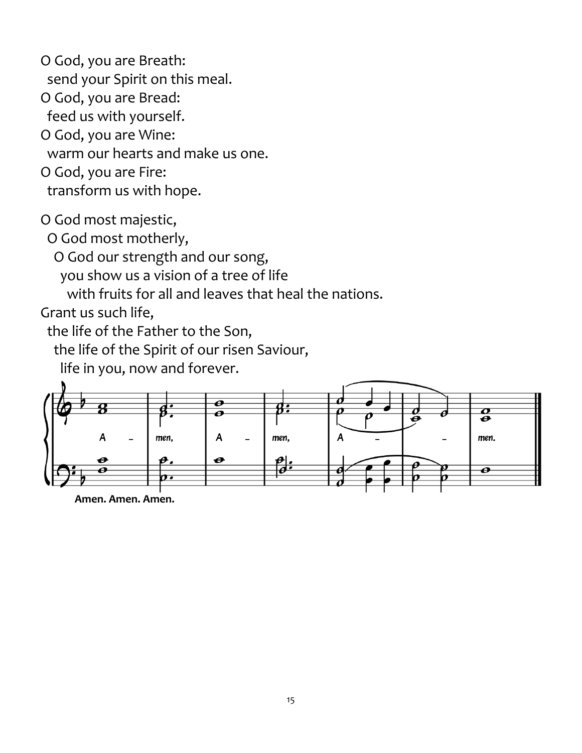O God, you are Breath:
  send your Spirit on this meal.
O God, you are Bread:
  feed us with yourself.
O God, you are Wine:
  warm our hearts and make us one.
O God, you are Fire:
  transform us with hope.

O God most majestic,
  O God most motherly,
    O God our strength and our song,
      you show us a vision of a tree of life
        with fruits for all and leaves that heal the nations.
Grant us such life,
  the life of the Father to the Son,
    the life of the Spirit of our risen Saviour,
      life in you, now and forever.

**Amen. Amen. Amen.**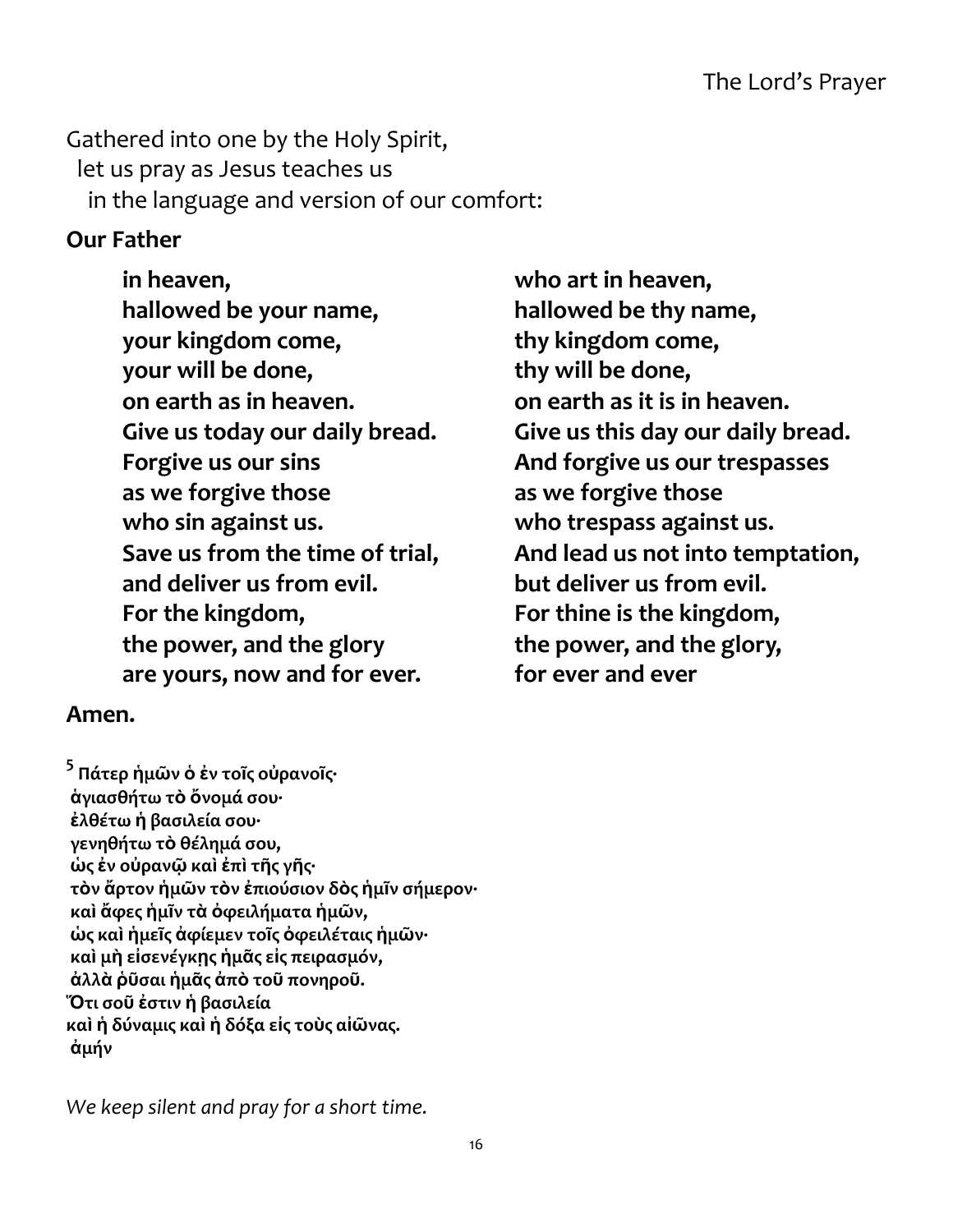## The Lord's Prayer

Gathered into one by the Holy Spirit,
let us pray as Jesus teaches us
in the language and version of our comfort:

**Our Father**

**in heaven,**
**hallowed be your name,**
**your kingdom come,**
**your will be done,**
**on earth as in heaven.**
**Give us today our daily bread.**
**Forgive us our sins**
**as we forgive those**
**who sin against us.**
**Save us from the time of trial,**
**and deliver us from evil.**
**For the kingdom,**
**the power, and the glory**
**are yours, now and for ever.**

**who art in heaven,**
**hallowed be thy name,**
**thy kingdom come,**
**thy will be done,**
**on earth as it is in heaven.**
**Give us this day our daily bread.**
**And forgive us our trespasses**
**as we forgive those**
**who trespass against us.**
**And lead us not into temptation,**
**but deliver us from evil.**
**For thine is the kingdom,**
**the power, and the glory,**
**for ever and ever**

**Amen.**

**[5] Πάτερ ἡμῶν ὁ ἐν τοῖς οὐρανοῖς·**
**ἁγιασθήτω τὸ ὄνομά σου·**
**ἐλθέτω ἡ βασιλεία σου·**
**γενηθήτω τὸ θέλημά σου,**
**ὡς ἐν οὐρανῷ καὶ ἐπὶ τῆς γῆς·**
**τὸν ἄρτον ἡμῶν τὸν ἐπιούσιον δὸς ἡμῖν σήμερον·**
**καὶ ἄφες ἡμῖν τὰ ὀφειλήματα ἡμῶν,**
**ὡς καὶ ἡμεῖς ἀφίεμεν τοῖς ὀφειλέταις ἡμῶν·**
**καὶ μὴ εἰσενέγκῃς ἡμᾶς εἰς πειρασμόν,**
**ἀλλὰ ῥῦσαι ἡμᾶς ἀπὸ τοῦ πονηροῦ.**
**Ὅτι σοῦ ἐστιν ἡ βασιλεία**
**καὶ ἡ δύναμις καὶ ἡ δόξα εἰς τοὺς αἰῶνας.**
**ἀμήν**

*We keep silent and pray for a short time.*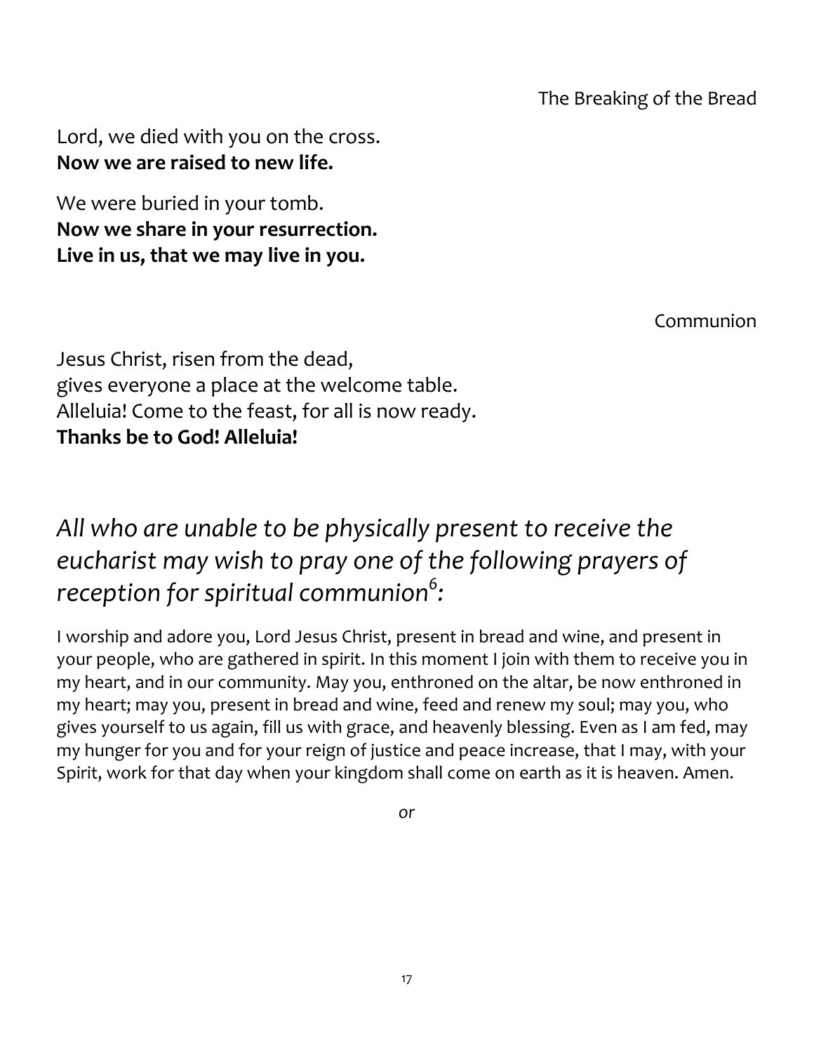The Breaking of the Bread

Lord, we died with you on the cross.
**Now we are raised to new life.**

We were buried in your tomb.
**Now we share in your resurrection.**
**Live in us, that we may live in you.**

Communion

Jesus Christ, risen from the dead,
gives everyone a place at the welcome table.
Alleluia! Come to the feast, for all is now ready.
**Thanks be to God! Alleluia!**

## *All who are unable to be physically present to receive the eucharist may wish to pray one of the following prayers of reception for spiritual communion[6]:*

I worship and adore you, Lord Jesus Christ, present in bread and wine, and present in your people, who are gathered in spirit. In this moment I join with them to receive you in my heart, and in our community. May you, enthroned on the altar, be now enthroned in my heart; may you, present in bread and wine, feed and renew my soul; may you, who gives yourself to us again, fill us with grace, and heavenly blessing. Even as I am fed, may my hunger for you and for your reign of justice and peace increase, that I may, with your Spirit, work for that day when your kingdom shall come on earth as it is heaven. Amen.

*or*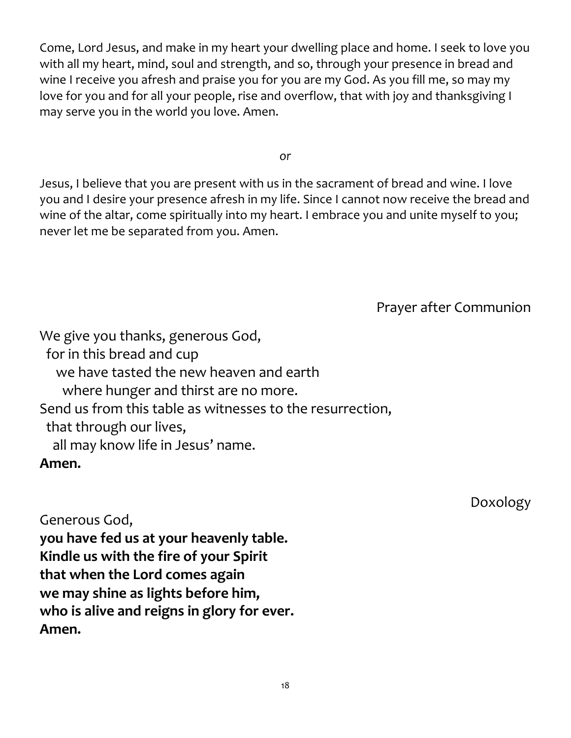Come, Lord Jesus, and make in my heart your dwelling place and home. I seek to love you with all my heart, mind, soul and strength, and so, through your presence in bread and wine I receive you afresh and praise you for you are my God. As you fill me, so may my love for you and for all your people, rise and overflow, that with joy and thanksgiving I may serve you in the world you love. Amen.

*or*

Jesus, I believe that you are present with us in the sacrament of bread and wine. I love you and I desire your presence afresh in my life. Since I cannot now receive the bread and wine of the altar, come spiritually into my heart. I embrace you and unite myself to you; never let me be separated from you. Amen.

## Prayer after Communion

We give you thanks, generous God,
for in this bread and cup
we have tasted the new heaven and earth
where hunger and thirst are no more.
Send us from this table as witnesses to the resurrection,
that through our lives,
all may know life in Jesus' name.
**Amen.**

## Doxology

Generous God,
**you have fed us at your heavenly table.**
**Kindle us with the fire of your Spirit**
**that when the Lord comes again**
**we may shine as lights before him,**
**who is alive and reigns in glory for ever.**
**Amen.**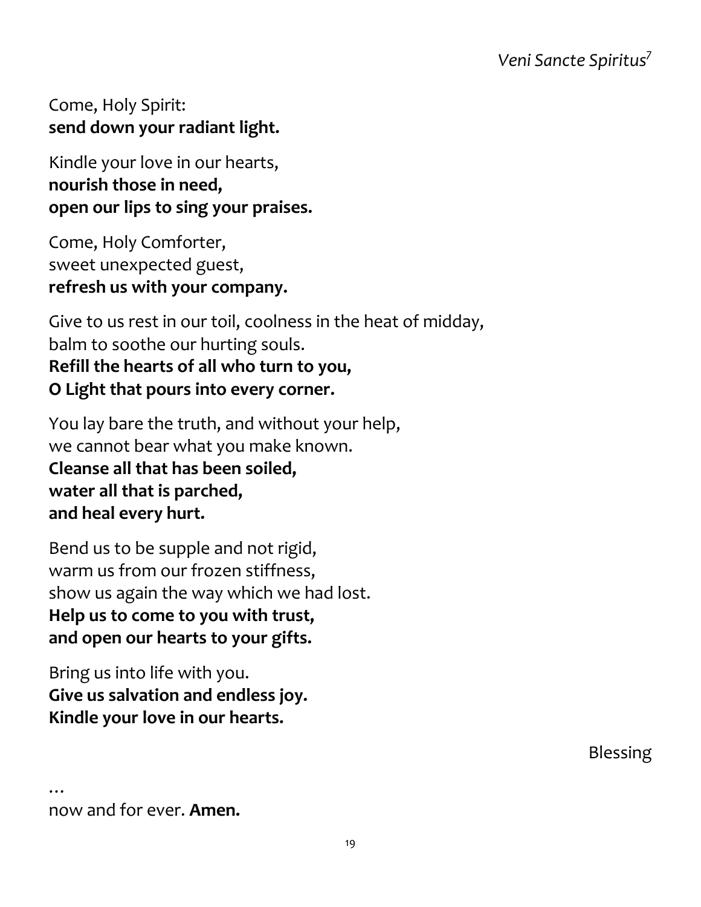*Veni Sancte Spiritus*[7]

Come, Holy Spirit:
**send down your radiant light.**

Kindle your love in our hearts,
**nourish those in need,**
**open our lips to sing your praises.**

Come, Holy Comforter,
sweet unexpected guest,
**refresh us with your company.**

Give to us rest in our toil, coolness in the heat of midday,
balm to soothe our hurting souls.
**Refill the hearts of all who turn to you,**
**O Light that pours into every corner.**

You lay bare the truth, and without your help,
we cannot bear what you make known.
**Cleanse all that has been soiled,**
**water all that is parched,**
**and heal every hurt.**

Bend us to be supple and not rigid,
warm us from our frozen stiffness,
show us again the way which we had lost.
**Help us to come to you with trust,**
**and open our hearts to your gifts.**

Bring us into life with you.
**Give us salvation and endless joy.**
**Kindle your love in our hearts.**

Blessing

…
now and for ever. **Amen.**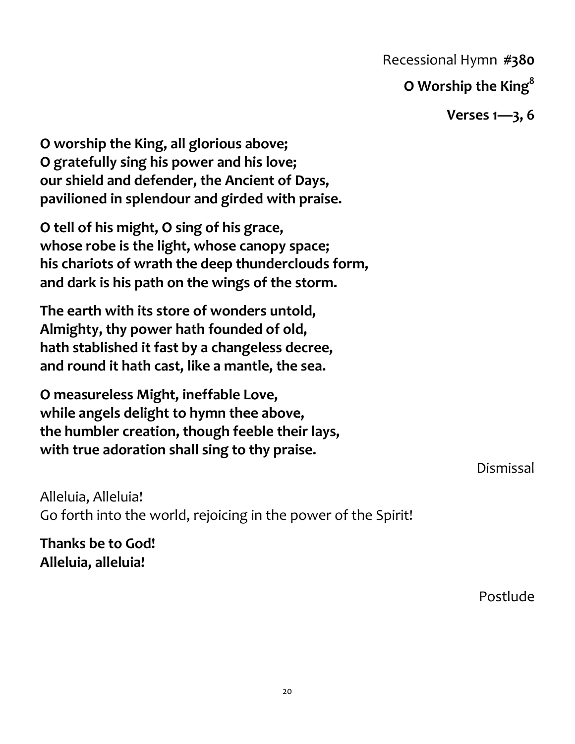Recessional Hymn **#380**

**O Worship the King**[8]

**Verses 1—3, 6**

**O worship the King, all glorious above;**
**O gratefully sing his power and his love;**
**our shield and defender, the Ancient of Days,**
**pavilioned in splendour and girded with praise.**

**O tell of his might, O sing of his grace,**
**whose robe is the light, whose canopy space;**
**his chariots of wrath the deep thunderclouds form,**
**and dark is his path on the wings of the storm.**

**The earth with its store of wonders untold,**
**Almighty, thy power hath founded of old,**
**hath stablished it fast by a changeless decree,**
**and round it hath cast, like a mantle, the sea.**

**O measureless Might, ineffable Love,**
**while angels delight to hymn thee above,**
**the humbler creation, though feeble their lays,**
**with true adoration shall sing to thy praise.**

Dismissal

Alleluia, Alleluia!
Go forth into the world, rejoicing in the power of the Spirit!

**Thanks be to God!**
**Alleluia, alleluia!**

Postlude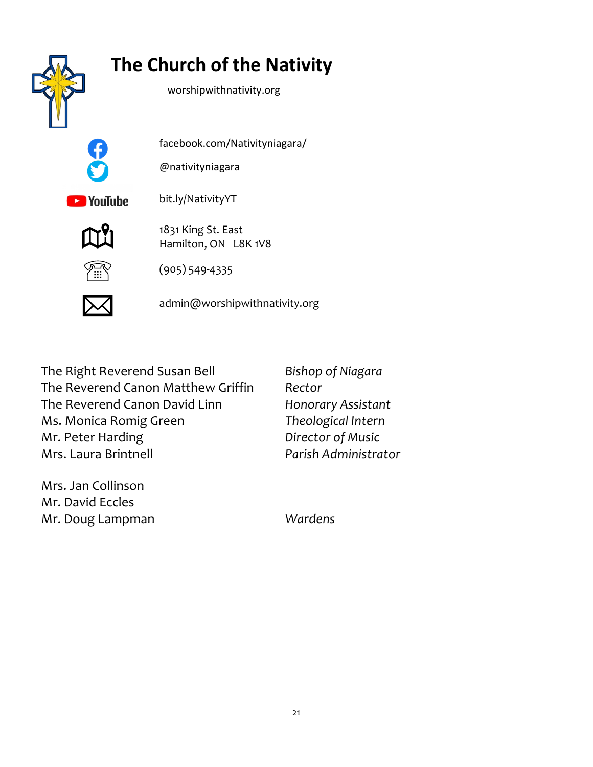# The Church of the Nativity

worshipwithnativity.org

facebook.com/Nativityniagara/

@nativityniagara

YouTube bit.ly/NativityYT

1831 King St. East
Hamilton, ON L8K 1V8

(905) 549-4335

admin@worshipwithnativity.org

| | |
|---|---|
| The Right Reverend Susan Bell | *Bishop of Niagara* |
| The Reverend Canon Matthew Griffin | *Rector* |
| The Reverend Canon David Linn | *Honorary Assistant* |
| Ms. Monica Romig Green | *Theological Intern* |
| Mr. Peter Harding | *Director of Music* |
| Mrs. Laura Brintnell | *Parish Administrator* |

Mrs. Jan Collinson
Mr. David Eccles
Mr. Doug Lampman — *Wardens*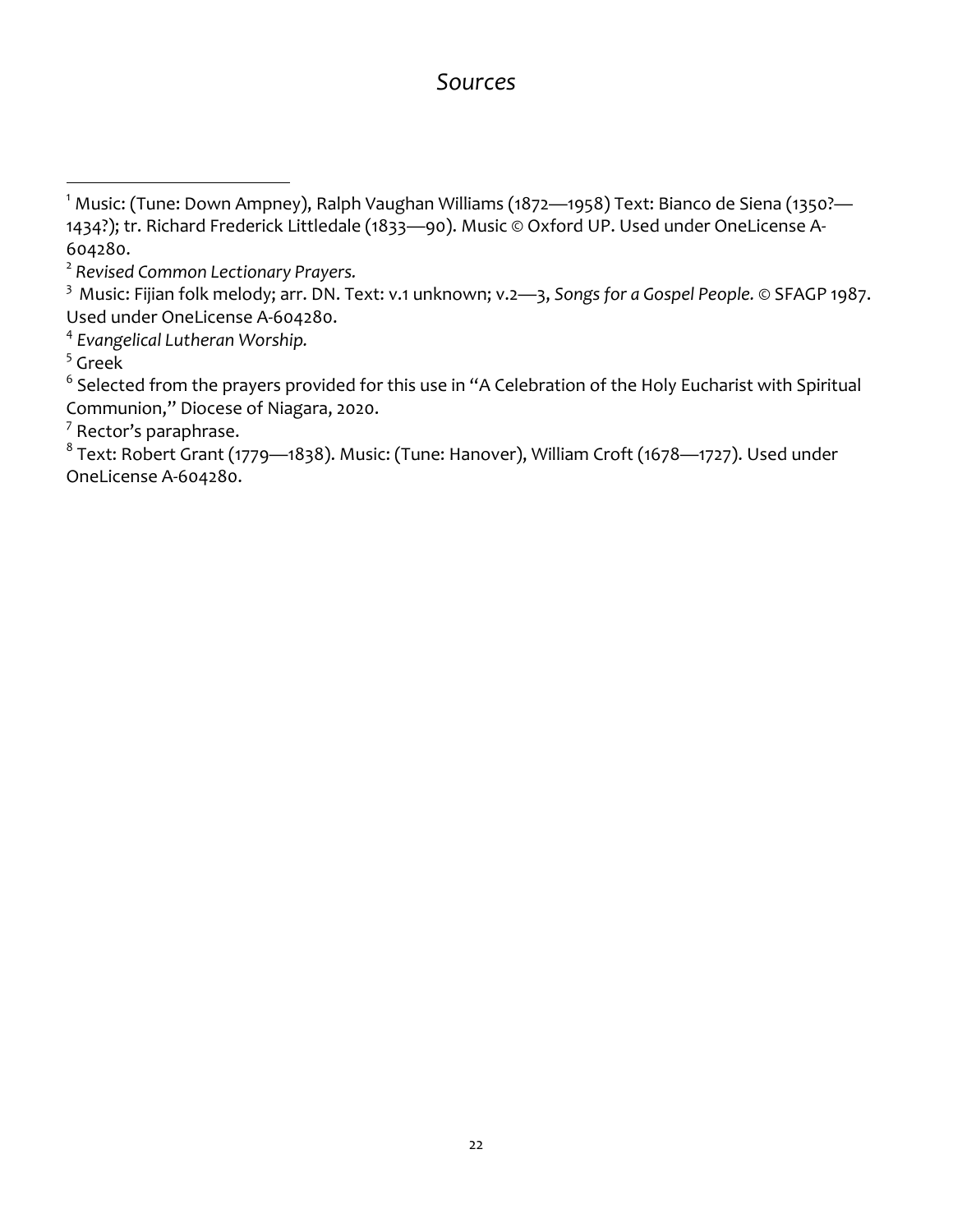# *Sources*

[1] Music: (Tune: Down Ampney), Ralph Vaughan Williams (1872—1958) Text: Bianco de Siena (1350?—1434?); tr. Richard Frederick Littledale (1833—90). Music © Oxford UP. Used under OneLicense A-604280.

[2] *Revised Common Lectionary Prayers.*

[3] Music: Fijian folk melody; arr. DN. Text: v.1 unknown; v.2—3, *Songs for a Gospel People.* © SFAGP 1987. Used under OneLicense A-604280.

[4] *Evangelical Lutheran Worship.*

[5] Greek

[6] Selected from the prayers provided for this use in "A Celebration of the Holy Eucharist with Spiritual Communion," Diocese of Niagara, 2020.

[7] Rector's paraphrase.

[8] Text: Robert Grant (1779—1838). Music: (Tune: Hanover), William Croft (1678—1727). Used under OneLicense A-604280.